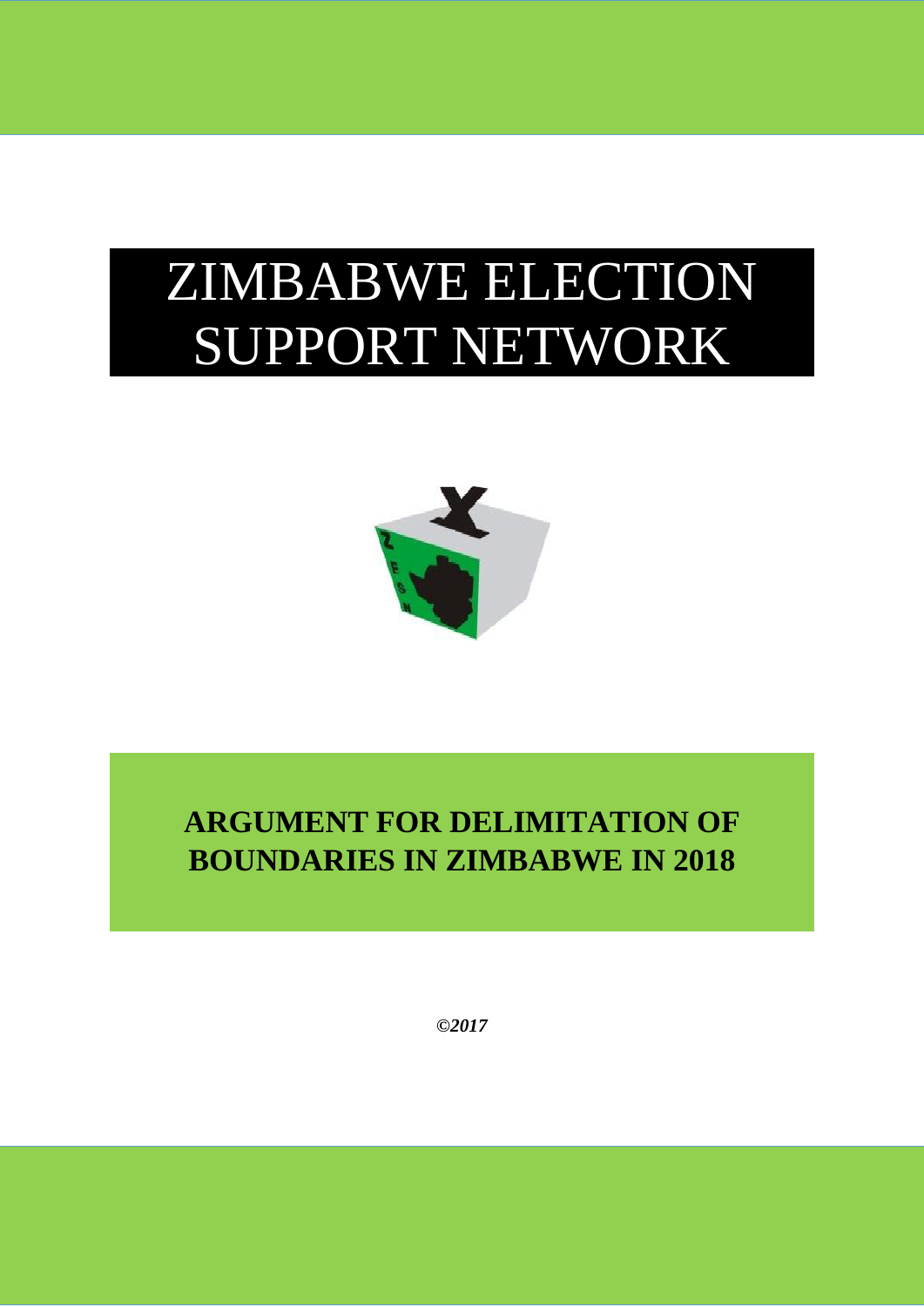# ZIMBABWE ELECTION SUPPORT NETWORK

## ARGUMENT FOR DELIMITATION OF BOUNDARIES IN ZIMBABWE IN 2018

***©2017***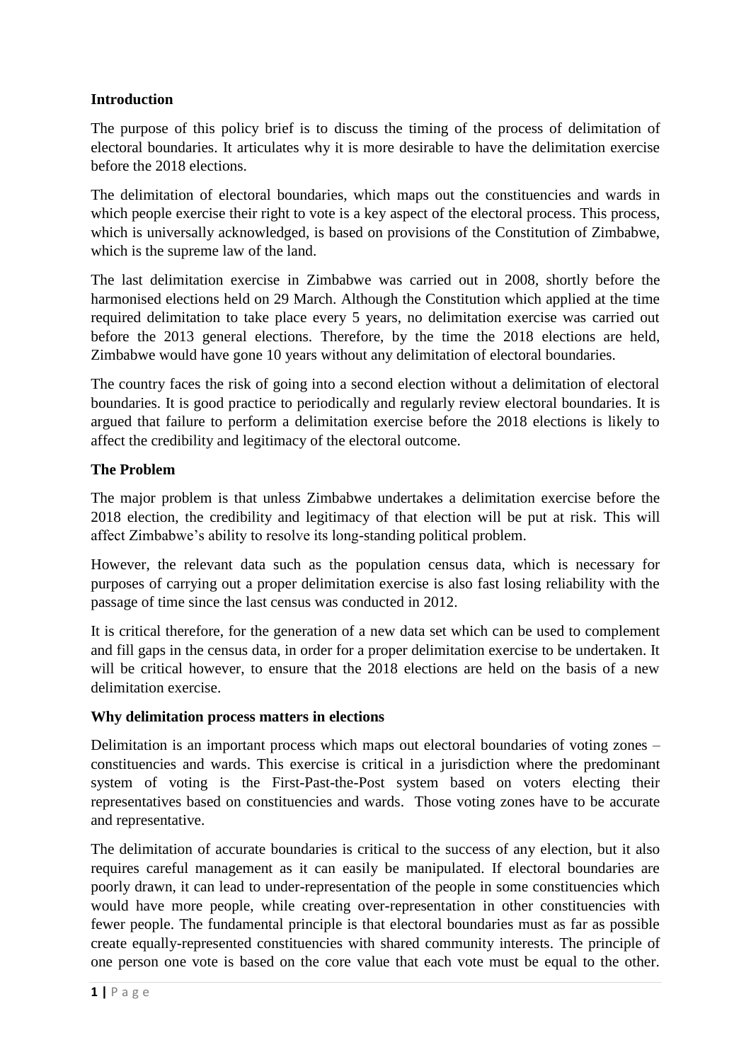**Introduction**

The purpose of this policy brief is to discuss the timing of the process of delimitation of electoral boundaries. It articulates why it is more desirable to have the delimitation exercise before the 2018 elections.

The delimitation of electoral boundaries, which maps out the constituencies and wards in which people exercise their right to vote is a key aspect of the electoral process. This process, which is universally acknowledged, is based on provisions of the Constitution of Zimbabwe, which is the supreme law of the land.

The last delimitation exercise in Zimbabwe was carried out in 2008, shortly before the harmonised elections held on 29 March. Although the Constitution which applied at the time required delimitation to take place every 5 years, no delimitation exercise was carried out before the 2013 general elections. Therefore, by the time the 2018 elections are held, Zimbabwe would have gone 10 years without any delimitation of electoral boundaries.

The country faces the risk of going into a second election without a delimitation of electoral boundaries. It is good practice to periodically and regularly review electoral boundaries. It is argued that failure to perform a delimitation exercise before the 2018 elections is likely to affect the credibility and legitimacy of the electoral outcome.

**The Problem**

The major problem is that unless Zimbabwe undertakes a delimitation exercise before the 2018 election, the credibility and legitimacy of that election will be put at risk. This will affect Zimbabwe's ability to resolve its long-standing political problem.

However, the relevant data such as the population census data, which is necessary for purposes of carrying out a proper delimitation exercise is also fast losing reliability with the passage of time since the last census was conducted in 2012.

It is critical therefore, for the generation of a new data set which can be used to complement and fill gaps in the census data, in order for a proper delimitation exercise to be undertaken. It will be critical however, to ensure that the 2018 elections are held on the basis of a new delimitation exercise.

**Why delimitation process matters in elections**

Delimitation is an important process which maps out electoral boundaries of voting zones – constituencies and wards. This exercise is critical in a jurisdiction where the predominant system of voting is the First-Past-the-Post system based on voters electing their representatives based on constituencies and wards. Those voting zones have to be accurate and representative.

The delimitation of accurate boundaries is critical to the success of any election, but it also requires careful management as it can easily be manipulated. If electoral boundaries are poorly drawn, it can lead to under-representation of the people in some constituencies which would have more people, while creating over-representation in other constituencies with fewer people. The fundamental principle is that electoral boundaries must as far as possible create equally-represented constituencies with shared community interests. The principle of one person one vote is based on the core value that each vote must be equal to the other.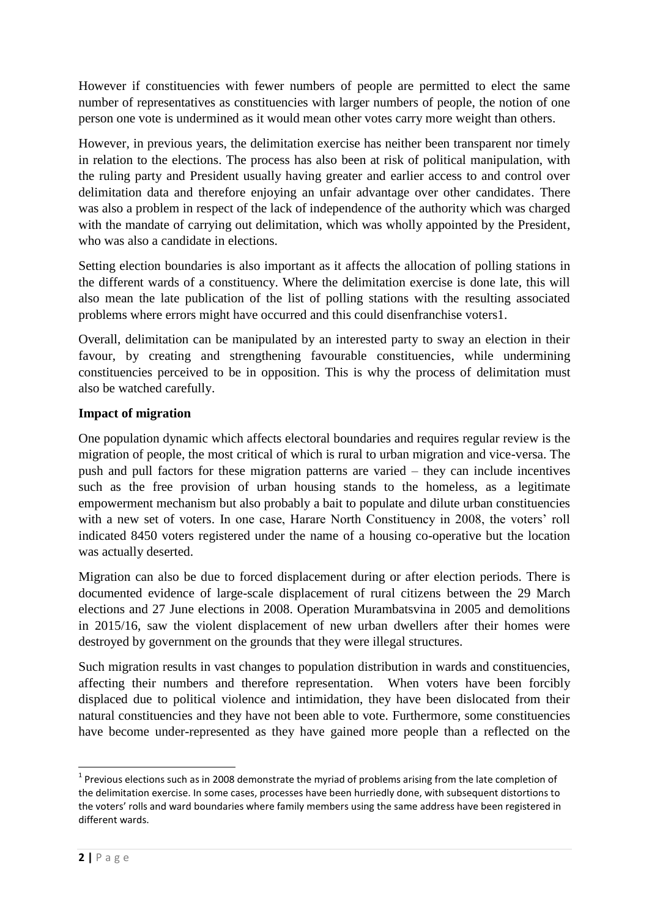However if constituencies with fewer numbers of people are permitted to elect the same number of representatives as constituencies with larger numbers of people, the notion of one person one vote is undermined as it would mean other votes carry more weight than others.

However, in previous years, the delimitation exercise has neither been transparent nor timely in relation to the elections. The process has also been at risk of political manipulation, with the ruling party and President usually having greater and earlier access to and control over delimitation data and therefore enjoying an unfair advantage over other candidates. There was also a problem in respect of the lack of independence of the authority which was charged with the mandate of carrying out delimitation, which was wholly appointed by the President, who was also a candidate in elections.

Setting election boundaries is also important as it affects the allocation of polling stations in the different wards of a constituency. Where the delimitation exercise is done late, this will also mean the late publication of the list of polling stations with the resulting associated problems where errors might have occurred and this could disenfranchise voters[1].

Overall, delimitation can be manipulated by an interested party to sway an election in their favour, by creating and strengthening favourable constituencies, while undermining constituencies perceived to be in opposition. This is why the process of delimitation must also be watched carefully.

**Impact of migration**

One population dynamic which affects electoral boundaries and requires regular review is the migration of people, the most critical of which is rural to urban migration and vice-versa. The push and pull factors for these migration patterns are varied – they can include incentives such as the free provision of urban housing stands to the homeless, as a legitimate empowerment mechanism but also probably a bait to populate and dilute urban constituencies with a new set of voters. In one case, Harare North Constituency in 2008, the voters' roll indicated 8450 voters registered under the name of a housing co-operative but the location was actually deserted.

Migration can also be due to forced displacement during or after election periods. There is documented evidence of large-scale displacement of rural citizens between the 29 March elections and 27 June elections in 2008. Operation Murambatsvina in 2005 and demolitions in 2015/16, saw the violent displacement of new urban dwellers after their homes were destroyed by government on the grounds that they were illegal structures.

Such migration results in vast changes to population distribution in wards and constituencies, affecting their numbers and therefore representation. When voters have been forcibly displaced due to political violence and intimidation, they have been dislocated from their natural constituencies and they have not been able to vote. Furthermore, some constituencies have become under-represented as they have gained more people than a reflected on the

[1] Previous elections such as in 2008 demonstrate the myriad of problems arising from the late completion of the delimitation exercise. In some cases, processes have been hurriedly done, with subsequent distortions to the voters' rolls and ward boundaries where family members using the same address have been registered in different wards.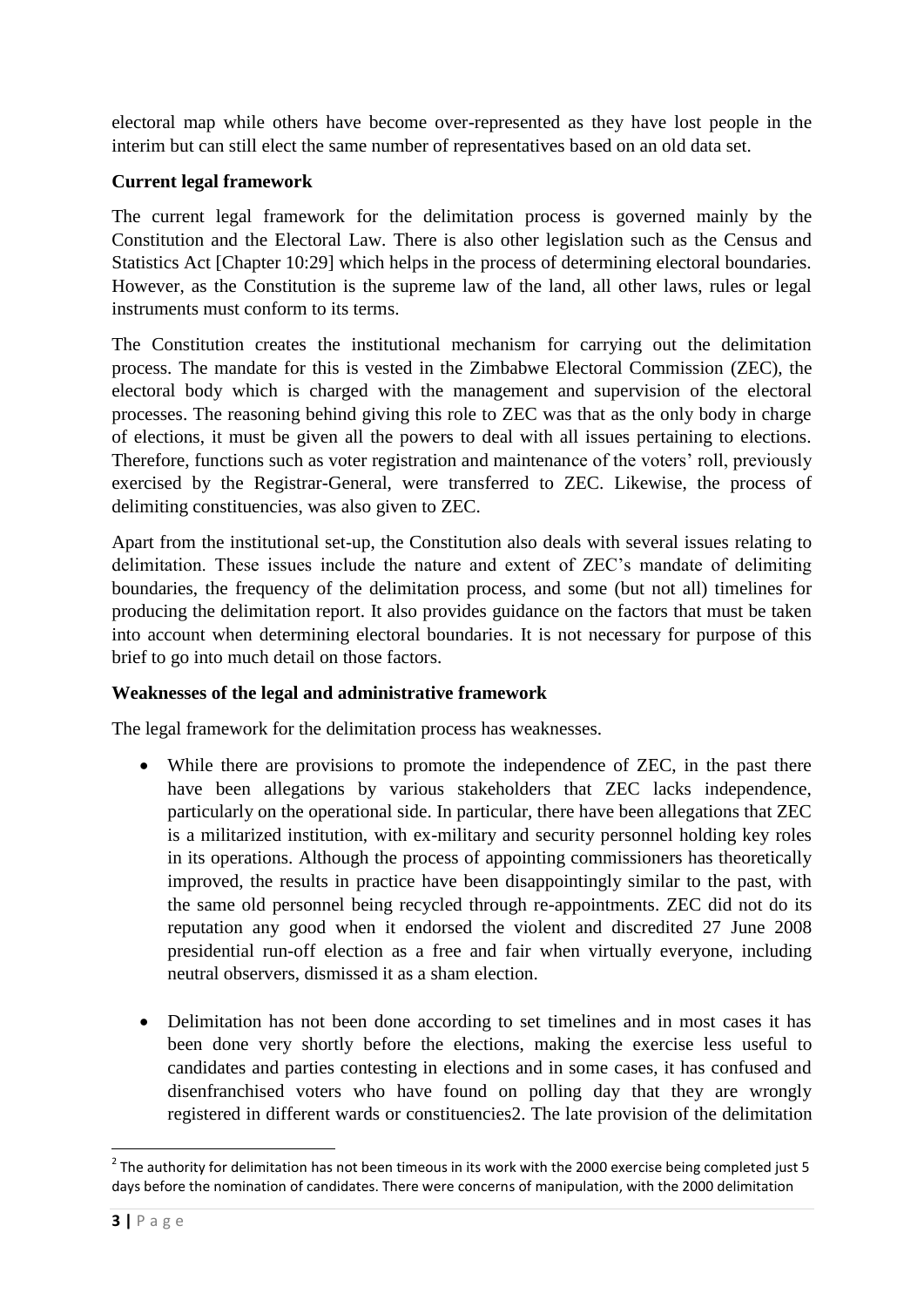electoral map while others have become over-represented as they have lost people in the interim but can still elect the same number of representatives based on an old data set.

**Current legal framework**

The current legal framework for the delimitation process is governed mainly by the Constitution and the Electoral Law. There is also other legislation such as the Census and Statistics Act [Chapter 10:29] which helps in the process of determining electoral boundaries. However, as the Constitution is the supreme law of the land, all other laws, rules or legal instruments must conform to its terms.

The Constitution creates the institutional mechanism for carrying out the delimitation process. The mandate for this is vested in the Zimbabwe Electoral Commission (ZEC), the electoral body which is charged with the management and supervision of the electoral processes. The reasoning behind giving this role to ZEC was that as the only body in charge of elections, it must be given all the powers to deal with all issues pertaining to elections. Therefore, functions such as voter registration and maintenance of the voters' roll, previously exercised by the Registrar-General, were transferred to ZEC. Likewise, the process of delimiting constituencies, was also given to ZEC.

Apart from the institutional set-up, the Constitution also deals with several issues relating to delimitation. These issues include the nature and extent of ZEC's mandate of delimiting boundaries, the frequency of the delimitation process, and some (but not all) timelines for producing the delimitation report. It also provides guidance on the factors that must be taken into account when determining electoral boundaries. It is not necessary for purpose of this brief to go into much detail on those factors.

**Weaknesses of the legal and administrative framework**

The legal framework for the delimitation process has weaknesses.

- While there are provisions to promote the independence of ZEC, in the past there have been allegations by various stakeholders that ZEC lacks independence, particularly on the operational side. In particular, there have been allegations that ZEC is a militarized institution, with ex-military and security personnel holding key roles in its operations. Although the process of appointing commissioners has theoretically improved, the results in practice have been disappointingly similar to the past, with the same old personnel being recycled through re-appointments. ZEC did not do its reputation any good when it endorsed the violent and discredited 27 June 2008 presidential run-off election as a free and fair when virtually everyone, including neutral observers, dismissed it as a sham election.

- Delimitation has not been done according to set timelines and in most cases it has been done very shortly before the elections, making the exercise less useful to candidates and parties contesting in elections and in some cases, it has confused and disenfranchised voters who have found on polling day that they are wrongly registered in different wards or constituencies[2]. The late provision of the delimitation

[2] The authority for delimitation has not been timeous in its work with the 2000 exercise being completed just 5 days before the nomination of candidates. There were concerns of manipulation, with the 2000 delimitation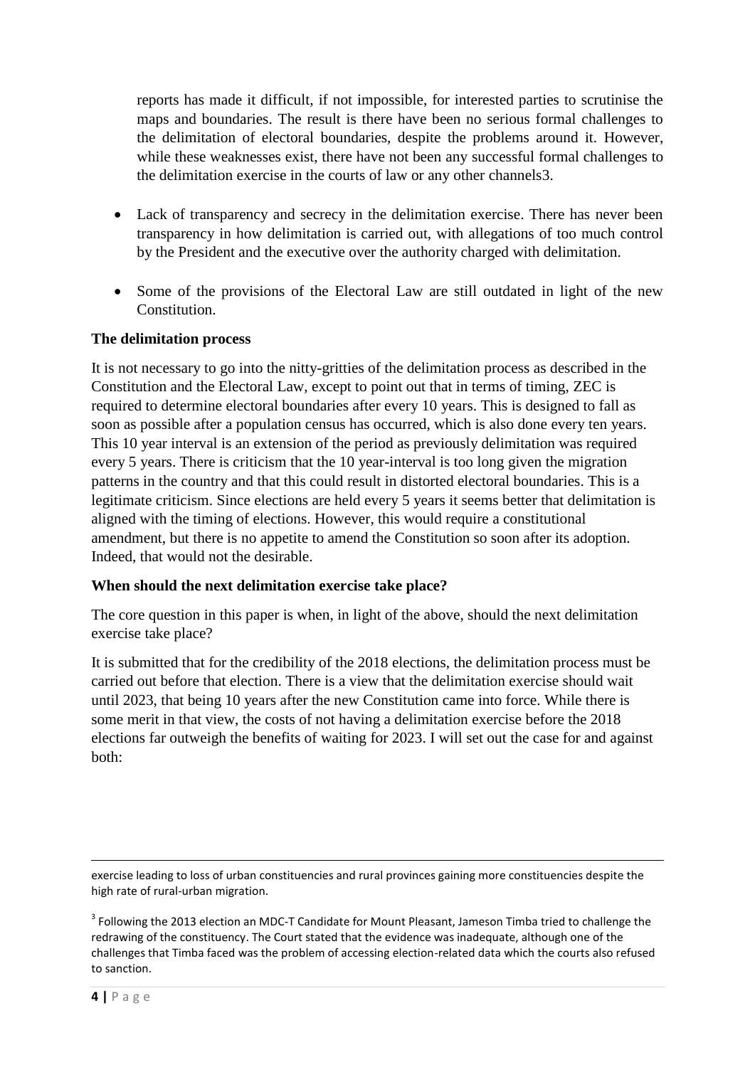reports has made it difficult, if not impossible, for interested parties to scrutinise the maps and boundaries. The result is there have been no serious formal challenges to the delimitation of electoral boundaries, despite the problems around it. However, while these weaknesses exist, there have not been any successful formal challenges to the delimitation exercise in the courts of law or any other channels[3].

- Lack of transparency and secrecy in the delimitation exercise. There has never been transparency in how delimitation is carried out, with allegations of too much control by the President and the executive over the authority charged with delimitation.
- Some of the provisions of the Electoral Law are still outdated in light of the new Constitution.

**The delimitation process**

It is not necessary to go into the nitty-gritties of the delimitation process as described in the Constitution and the Electoral Law, except to point out that in terms of timing, ZEC is required to determine electoral boundaries after every 10 years. This is designed to fall as soon as possible after a population census has occurred, which is also done every ten years. This 10 year interval is an extension of the period as previously delimitation was required every 5 years. There is criticism that the 10 year-interval is too long given the migration patterns in the country and that this could result in distorted electoral boundaries. This is a legitimate criticism. Since elections are held every 5 years it seems better that delimitation is aligned with the timing of elections. However, this would require a constitutional amendment, but there is no appetite to amend the Constitution so soon after its adoption. Indeed, that would not the desirable.

**When should the next delimitation exercise take place?**

The core question in this paper is when, in light of the above, should the next delimitation exercise take place?

It is submitted that for the credibility of the 2018 elections, the delimitation process must be carried out before that election. There is a view that the delimitation exercise should wait until 2023, that being 10 years after the new Constitution came into force. While there is some merit in that view, the costs of not having a delimitation exercise before the 2018 elections far outweigh the benefits of waiting for 2023. I will set out the case for and against both:

---

exercise leading to loss of urban constituencies and rural provinces gaining more constituencies despite the high rate of rural-urban migration.

[3] Following the 2013 election an MDC-T Candidate for Mount Pleasant, Jameson Timba tried to challenge the redrawing of the constituency. The Court stated that the evidence was inadequate, although one of the challenges that Timba faced was the problem of accessing election-related data which the courts also refused to sanction.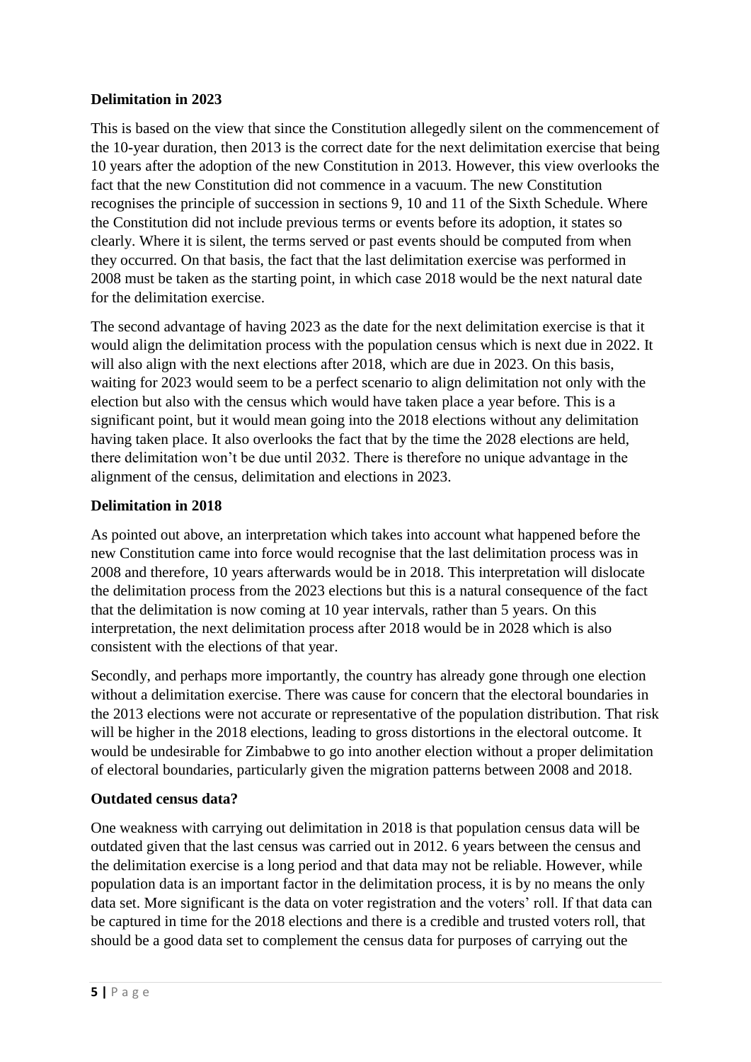**Delimitation in 2023**

This is based on the view that since the Constitution allegedly silent on the commencement of the 10-year duration, then 2013 is the correct date for the next delimitation exercise that being 10 years after the adoption of the new Constitution in 2013. However, this view overlooks the fact that the new Constitution did not commence in a vacuum. The new Constitution recognises the principle of succession in sections 9, 10 and 11 of the Sixth Schedule. Where the Constitution did not include previous terms or events before its adoption, it states so clearly. Where it is silent, the terms served or past events should be computed from when they occurred. On that basis, the fact that the last delimitation exercise was performed in 2008 must be taken as the starting point, in which case 2018 would be the next natural date for the delimitation exercise.

The second advantage of having 2023 as the date for the next delimitation exercise is that it would align the delimitation process with the population census which is next due in 2022. It will also align with the next elections after 2018, which are due in 2023. On this basis, waiting for 2023 would seem to be a perfect scenario to align delimitation not only with the election but also with the census which would have taken place a year before. This is a significant point, but it would mean going into the 2018 elections without any delimitation having taken place. It also overlooks the fact that by the time the 2028 elections are held, there delimitation won't be due until 2032. There is therefore no unique advantage in the alignment of the census, delimitation and elections in 2023.

**Delimitation in 2018**

As pointed out above, an interpretation which takes into account what happened before the new Constitution came into force would recognise that the last delimitation process was in 2008 and therefore, 10 years afterwards would be in 2018. This interpretation will dislocate the delimitation process from the 2023 elections but this is a natural consequence of the fact that the delimitation is now coming at 10 year intervals, rather than 5 years. On this interpretation, the next delimitation process after 2018 would be in 2028 which is also consistent with the elections of that year.

Secondly, and perhaps more importantly, the country has already gone through one election without a delimitation exercise. There was cause for concern that the electoral boundaries in the 2013 elections were not accurate or representative of the population distribution. That risk will be higher in the 2018 elections, leading to gross distortions in the electoral outcome. It would be undesirable for Zimbabwe to go into another election without a proper delimitation of electoral boundaries, particularly given the migration patterns between 2008 and 2018.

**Outdated census data?**

One weakness with carrying out delimitation in 2018 is that population census data will be outdated given that the last census was carried out in 2012. 6 years between the census and the delimitation exercise is a long period and that data may not be reliable. However, while population data is an important factor in the delimitation process, it is by no means the only data set. More significant is the data on voter registration and the voters' roll. If that data can be captured in time for the 2018 elections and there is a credible and trusted voters roll, that should be a good data set to complement the census data for purposes of carrying out the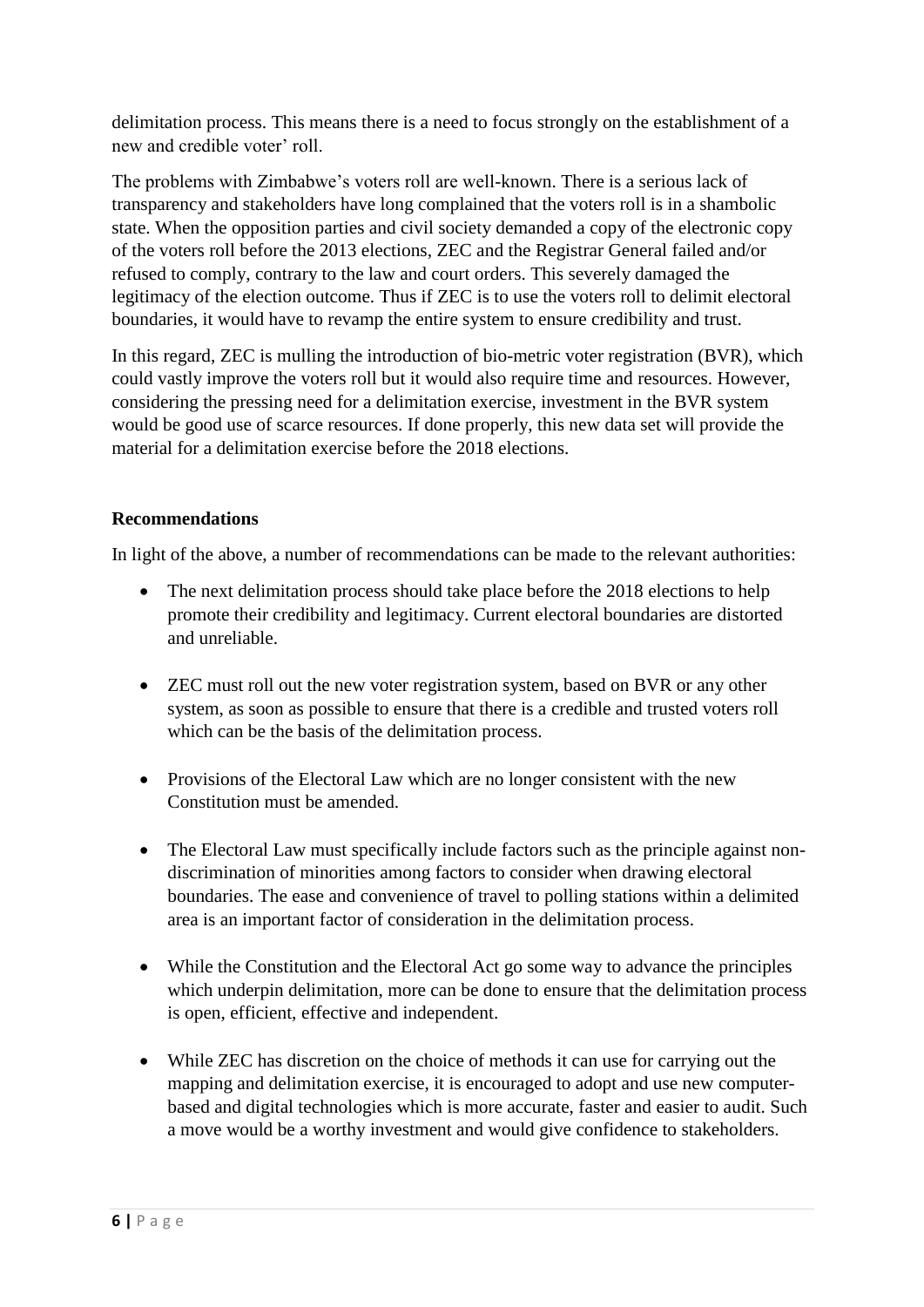delimitation process. This means there is a need to focus strongly on the establishment of a new and credible voter' roll.

The problems with Zimbabwe's voters roll are well-known. There is a serious lack of transparency and stakeholders have long complained that the voters roll is in a shambolic state. When the opposition parties and civil society demanded a copy of the electronic copy of the voters roll before the 2013 elections, ZEC and the Registrar General failed and/or refused to comply, contrary to the law and court orders. This severely damaged the legitimacy of the election outcome. Thus if ZEC is to use the voters roll to delimit electoral boundaries, it would have to revamp the entire system to ensure credibility and trust.

In this regard, ZEC is mulling the introduction of bio-metric voter registration (BVR), which could vastly improve the voters roll but it would also require time and resources. However, considering the pressing need for a delimitation exercise, investment in the BVR system would be good use of scarce resources. If done properly, this new data set will provide the material for a delimitation exercise before the 2018 elections.

**Recommendations**

In light of the above, a number of recommendations can be made to the relevant authorities:

- The next delimitation process should take place before the 2018 elections to help promote their credibility and legitimacy. Current electoral boundaries are distorted and unreliable.
- ZEC must roll out the new voter registration system, based on BVR or any other system, as soon as possible to ensure that there is a credible and trusted voters roll which can be the basis of the delimitation process.
- Provisions of the Electoral Law which are no longer consistent with the new Constitution must be amended.
- The Electoral Law must specifically include factors such as the principle against non-discrimination of minorities among factors to consider when drawing electoral boundaries. The ease and convenience of travel to polling stations within a delimited area is an important factor of consideration in the delimitation process.
- While the Constitution and the Electoral Act go some way to advance the principles which underpin delimitation, more can be done to ensure that the delimitation process is open, efficient, effective and independent.
- While ZEC has discretion on the choice of methods it can use for carrying out the mapping and delimitation exercise, it is encouraged to adopt and use new computer-based and digital technologies which is more accurate, faster and easier to audit. Such a move would be a worthy investment and would give confidence to stakeholders.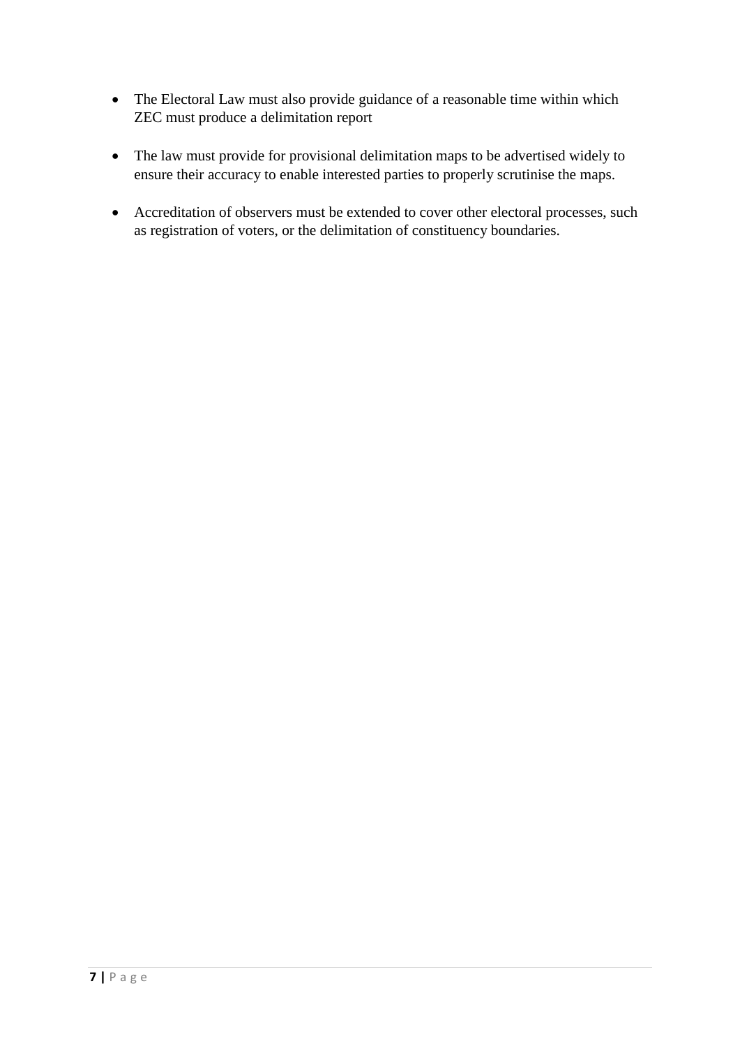- The Electoral Law must also provide guidance of a reasonable time within which ZEC must produce a delimitation report

- The law must provide for provisional delimitation maps to be advertised widely to ensure their accuracy to enable interested parties to properly scrutinise the maps.

- Accreditation of observers must be extended to cover other electoral processes, such as registration of voters, or the delimitation of constituency boundaries.